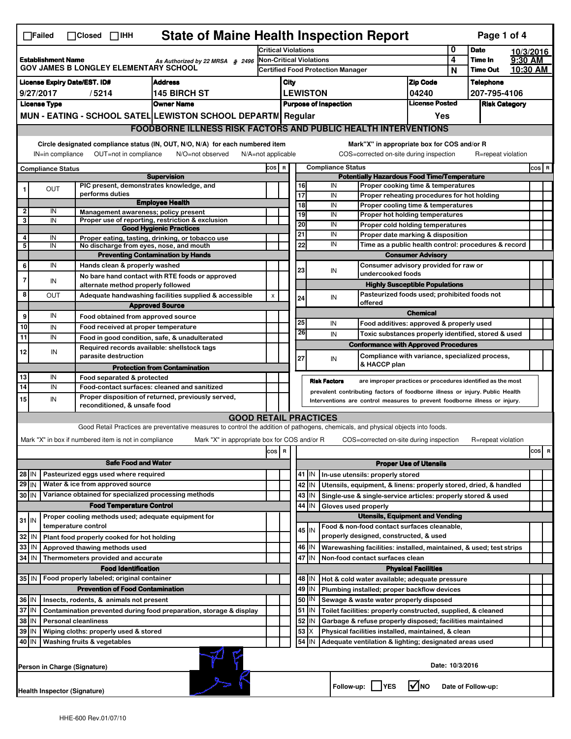☐Failed ☐Closed ☐IHH

# State of Maine Health Inspection Report

| | | | |
|---|---|---|---|
| **Establishment Name** GOV JAMES B LONGLEY ELEMENTARY SCHOOL | As Authorized by 22 MRSA § 2496 | Critical Violations: 0 | Date: 10/3/2016 |
| | | Non-Critical Violations: 4 | Time In: 9:30 AM |
| | | Certified Food Protection Manager: N | Time Out: 10:30 AM |

| License Expiry Date/EST. ID# | Address | City | Zip Code | Telephone |
|---|---|---|---|---|
| 9/27/2017 / 5214 | 145 BIRCH ST | LEWISTON | 04240 | 207-795-4106 |

| License Type | Owner Name | Purpose of Inspection | License Posted | Risk Category |
|---|---|---|---|---|
| MUN - EATING - SCHOOL SATEL | LEWISTON SCHOOL DEPARTM | Regular | Yes | |

## FOODBORNE ILLNESS RISK FACTORS AND PUBLIC HEALTH INTERVENTIONS

Circle designated compliance status (IN, OUT, N/O, N/A) for each numbered item. IN=in compliance OUT=not in compliance N/O=not observed N/A=not applicable

Mark "X" in appropriate box for COS and/or R. COS=corrected on-site during inspection R=repeat violation

| # | Compliance Status | Item | COS | R |
|---|---|---|---|---|
| | | **Supervision** | | |
| 1 | OUT | PIC present, demonstrates knowledge, and performs duties | | |
| | | **Employee Health** | | |
| 2 | IN | Management awareness; policy present | | |
| 3 | IN | Proper use of reporting, restriction & exclusion | | |
| | | **Good Hygienic Practices** | | |
| 4 | IN | Proper eating, tasting, drinking, or tobacco use | | |
| 5 | IN | No discharge from eyes, nose, and mouth | | |
| | | **Preventing Contamination by Hands** | | |
| 6 | IN | Hands clean & properly washed | | |
| 7 | IN | No bare hand contact with RTE foods or approved alternate method properly followed | | |
| 8 | OUT | Adequate handwashing facilities supplied & accessible | X | |
| | | **Approved Source** | | |
| 9 | IN | Food obtained from approved source | | |
| 10 | IN | Food received at proper temperature | | |
| 11 | IN | Food in good condition, safe, & unadulterated | | |
| 12 | IN | Required records available: shellstock tags parasite destruction | | |
| | | **Protection from Contamination** | | |
| 13 | IN | Food separated & protected | | |
| 14 | IN | Food-contact surfaces: cleaned and sanitized | | |
| 15 | IN | Proper disposition of returned, previously served, reconditioned, & unsafe food | | |
| | | **Potentially Hazardous Food Time/Temperature** | | |
| 16 | IN | Proper cooking time & temperatures | | |
| 17 | IN | Proper reheating procedures for hot holding | | |
| 18 | IN | Proper cooling time & temperatures | | |
| 19 | IN | Proper hot holding temperatures | | |
| 20 | IN | Proper cold holding temperatures | | |
| 21 | IN | Proper date marking & disposition | | |
| 22 | IN | Time as a public health control: procedures & record | | |
| | | **Consumer Advisory** | | |
| 23 | IN | Consumer advisory provided for raw or undercooked foods | | |
| | | **Highly Susceptible Populations** | | |
| 24 | IN | Pasteurized foods used; prohibited foods not offered | | |
| | | **Chemical** | | |
| 25 | IN | Food additives: approved & properly used | | |
| 26 | IN | Toxic substances properly identified, stored & used | | |
| | | **Conformance with Approved Procedures** | | |
| 27 | IN | Compliance with variance, specialized process, & HACCP plan | | |

**Risk Factors** are improper practices or procedures identified as the most prevalent contributing factors of foodborne illness or injury. Public Health Interventions are control measures to prevent foodborne illness or injury.

## GOOD RETAIL PRACTICES

Good Retail Practices are preventative measures to control the addition of pathogens, chemicals, and physical objects into foods.

Mark "X" in box if numbered item is not in compliance. Mark "X" in appropriate box for COS and/or R. COS=corrected on-site during inspection R=repeat violation

| # | Status | Item | COS | R |
|---|---|---|---|---|
| | | **Safe Food and Water** | | |
| 28 | IN | Pasteurized eggs used where required | | |
| 29 | IN | Water & ice from approved source | | |
| 30 | IN | Variance obtained for specialized processing methods | | |
| | | **Food Temperature Control** | | |
| 31 | IN | Proper cooling methods used; adequate equipment for temperature control | | |
| 32 | IN | Plant food properly cooked for hot holding | | |
| 33 | IN | Approved thawing methods used | | |
| 34 | IN | Thermometers provided and accurate | | |
| | | **Food Identification** | | |
| 35 | IN | Food properly labeled; original container | | |
| | | **Prevention of Food Contamination** | | |
| 36 | IN | Insects, rodents, & animals not present | | |
| 37 | IN | Contamination prevented during food preparation, storage & display | | |
| 38 | IN | Personal cleanliness | | |
| 39 | IN | Wiping cloths: properly used & stored | | |
| 40 | IN | Washing fruits & vegetables | | |
| | | **Proper Use of Utensils** | | |
| 41 | IN | In-use utensils: properly stored | | |
| 42 | IN | Utensils, equipment, & linens: properly stored, dried, & handled | | |
| 43 | IN | Single-use & single-service articles: properly stored & used | | |
| 44 | IN | Gloves used properly | | |
| | | **Utensils, Equipment and Vending** | | |
| 45 | IN | Food & non-food contact surfaces cleanable, properly designed, constructed, & used | | |
| 46 | IN | Warewashing facilities: installed, maintained, & used; test strips | | |
| 47 | IN | Non-food contact surfaces clean | | |
| | | **Physical Facilities** | | |
| 48 | IN | Hot & cold water available; adequate pressure | | |
| 49 | IN | Plumbing installed; proper backflow devices | | |
| 50 | IN | Sewage & waste water properly disposed | | |
| 51 | IN | Toilet facilities: properly constructed, supplied, & cleaned | | |
| 52 | IN | Garbage & refuse properly disposed; facilities maintained | | |
| 53 | X | Physical facilities installed, maintained, & clean | | |
| 54 | IN | Adequate ventilation & lighting; designated areas used | | |

Person in Charge (Signature)

Date: 10/3/2016

Health Inspector (Signature)

Follow-up: ☐ YES ☑ NO Date of Follow-up:

HHE-600 Rev.01/07/10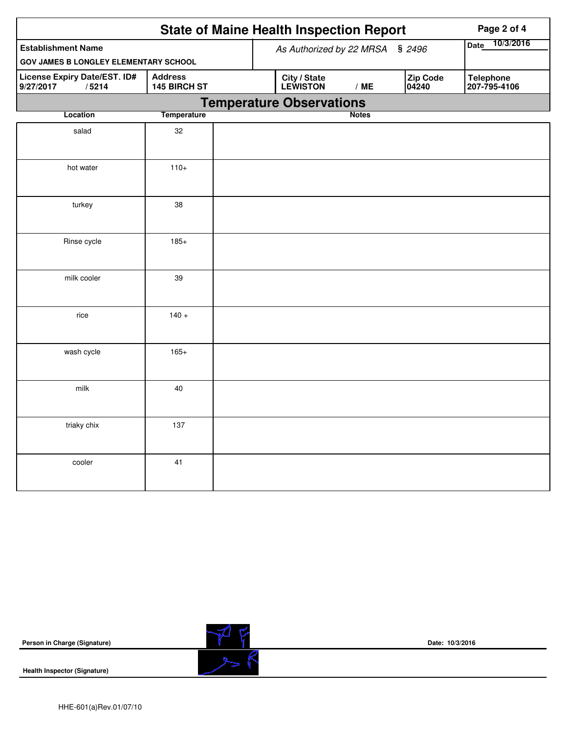# State of Maine Health Inspection Report

| Establishment Name | As Authorized by 22 MRSA § 2496 | Date 10/3/2016 |
|---|---|---|
| GOV JAMES B LONGLEY ELEMENTARY SCHOOL | | |

| License Expiry Date/EST. ID# | Address | City / State | Zip Code | Telephone |
|---|---|---|---|---|
| 9/27/2017 / 5214 | 145 BIRCH ST | LEWISTON / ME | 04240 | 207-795-4106 |

## Temperature Observations

| Location | Temperature | Notes |
|---|---|---|
| salad | 32 | |
| hot water | 110+ | |
| turkey | 38 | |
| Rinse cycle | 185+ | |
| milk cooler | 39 | |
| rice | 140 + | |
| wash cycle | 165+ | |
| milk | 40 | |
| triaky chix | 137 | |
| cooler | 41 | |

**Person in Charge (Signature)** Date: 10/3/2016

**Health Inspector (Signature)**

HHE-601(a)Rev.01/07/10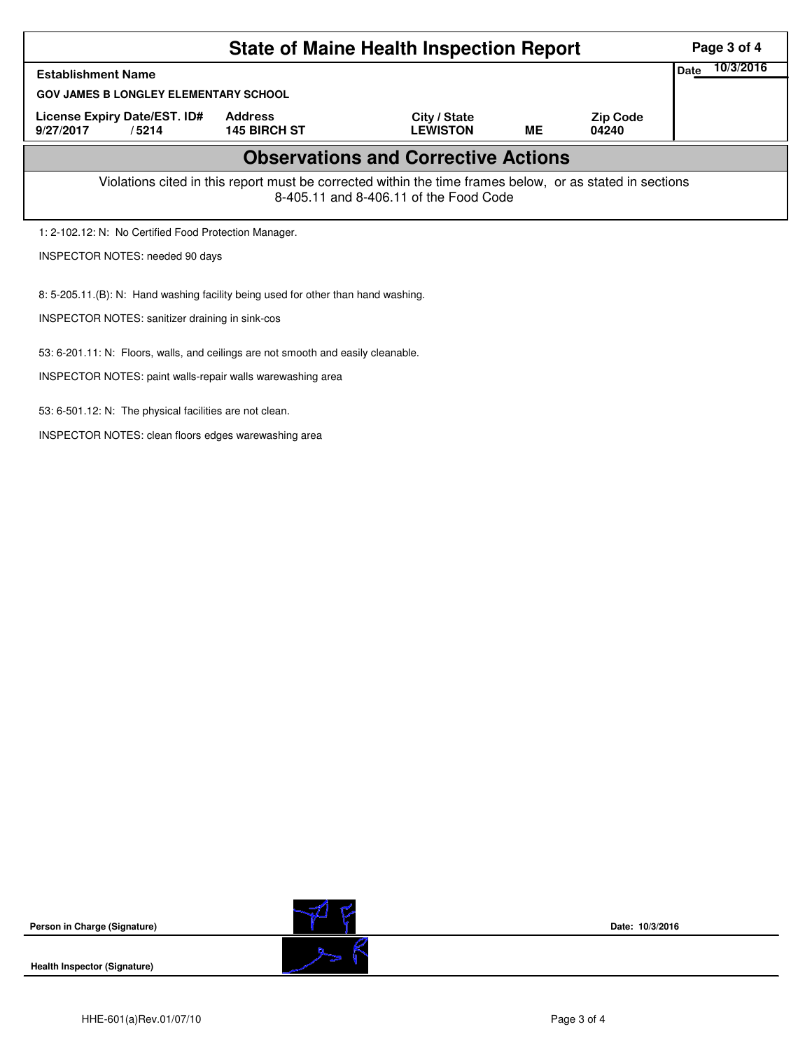# State of Maine Health Inspection Report

| Establishment Name | | | | | Date 10/3/2016 |
|---|---|---|---|---|---|
| GOV JAMES B LONGLEY ELEMENTARY SCHOOL | | | | | |
| License Expiry Date/EST. ID# | Address | City / State | | Zip Code | |
| 9/27/2017 / 5214 | 145 BIRCH ST | LEWISTON | ME | 04240 | |

## Observations and Corrective Actions

Violations cited in this report must be corrected within the time frames below, or as stated in sections 8-405.11 and 8-406.11 of the Food Code

1: 2-102.12: N: No Certified Food Protection Manager.

INSPECTOR NOTES: needed 90 days

8: 5-205.11.(B): N: Hand washing facility being used for other than hand washing.

INSPECTOR NOTES: sanitizer draining in sink-cos

53: 6-201.11: N: Floors, walls, and ceilings are not smooth and easily cleanable.

INSPECTOR NOTES: paint walls-repair walls warewashing area

53: 6-501.12: N: The physical facilities are not clean.

INSPECTOR NOTES: clean floors edges warewashing area

Person in Charge (Signature) Date: 10/3/2016

Health Inspector (Signature)

HHE-601(a)Rev.01/07/10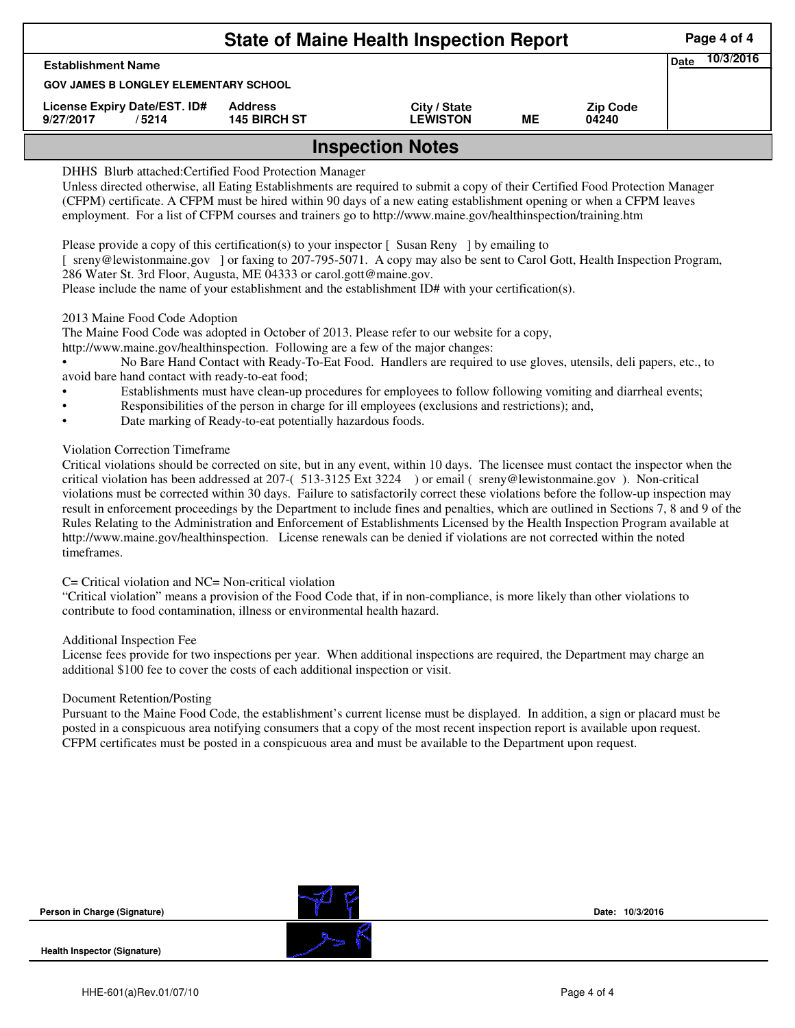# State of Maine Health Inspection Report

| | | | | | |
|---|---|---|---|---|---|
| **Establishment Name** | | | | | **Date** 10/3/2016 |
| **GOV JAMES B LONGLEY ELEMENTARY SCHOOL** | | | | | |
| **License Expiry Date/EST. ID#** | **Address** | **City / State** | | **Zip Code** | |
| 9/27/2017 / 5214 | 145 BIRCH ST | LEWISTON | ME | 04240 | |

## Inspection Notes

DHHS Blurb attached:Certified Food Protection Manager

Unless directed otherwise, all Eating Establishments are required to submit a copy of their Certified Food Protection Manager (CFPM) certificate. A CFPM must be hired within 90 days of a new eating establishment opening or when a CFPM leaves employment. For a list of CFPM courses and trainers go to http://www.maine.gov/healthinspection/training.htm

Please provide a copy of this certification(s) to your inspector [ Susan Reny ] by emailing to [ sreny@lewistonmaine.gov ] or faxing to 207-795-5071. A copy may also be sent to Carol Gott, Health Inspection Program, 286 Water St. 3rd Floor, Augusta, ME 04333 or carol.gott@maine.gov.

Please include the name of your establishment and the establishment ID# with your certification(s).

2013 Maine Food Code Adoption

The Maine Food Code was adopted in October of 2013. Please refer to our website for a copy, http://www.maine.gov/healthinspection. Following are a few of the major changes:

- No Bare Hand Contact with Ready-To-Eat Food. Handlers are required to use gloves, utensils, deli papers, etc., to avoid bare hand contact with ready-to-eat food;
- Establishments must have clean-up procedures for employees to follow following vomiting and diarrheal events;
- Responsibilities of the person in charge for ill employees (exclusions and restrictions); and,
- Date marking of Ready-to-eat potentially hazardous foods.

Violation Correction Timeframe

Critical violations should be corrected on site, but in any event, within 10 days. The licensee must contact the inspector when the critical violation has been addressed at 207-( 513-3125 Ext 3224 ) or email ( sreny@lewistonmaine.gov ). Non-critical violations must be corrected within 30 days. Failure to satisfactorily correct these violations before the follow-up inspection may result in enforcement proceedings by the Department to include fines and penalties, which are outlined in Sections 7, 8 and 9 of the Rules Relating to the Administration and Enforcement of Establishments Licensed by the Health Inspection Program available at http://www.maine.gov/healthinspection. License renewals can be denied if violations are not corrected within the noted timeframes.

C= Critical violation and NC= Non-critical violation

"Critical violation" means a provision of the Food Code that, if in non-compliance, is more likely than other violations to contribute to food contamination, illness or environmental health hazard.

Additional Inspection Fee

License fees provide for two inspections per year. When additional inspections are required, the Department may charge an additional $100 fee to cover the costs of each additional inspection or visit.

Document Retention/Posting

Pursuant to the Maine Food Code, the establishment's current license must be displayed. In addition, a sign or placard must be posted in a conspicuous area notifying consumers that a copy of the most recent inspection report is available upon request. CFPM certificates must be posted in a conspicuous area and must be available to the Department upon request.

**Person in Charge (Signature)** **Date:** 10/3/2016

**Health Inspector (Signature)**

HHE-601(a)Rev.01/07/10